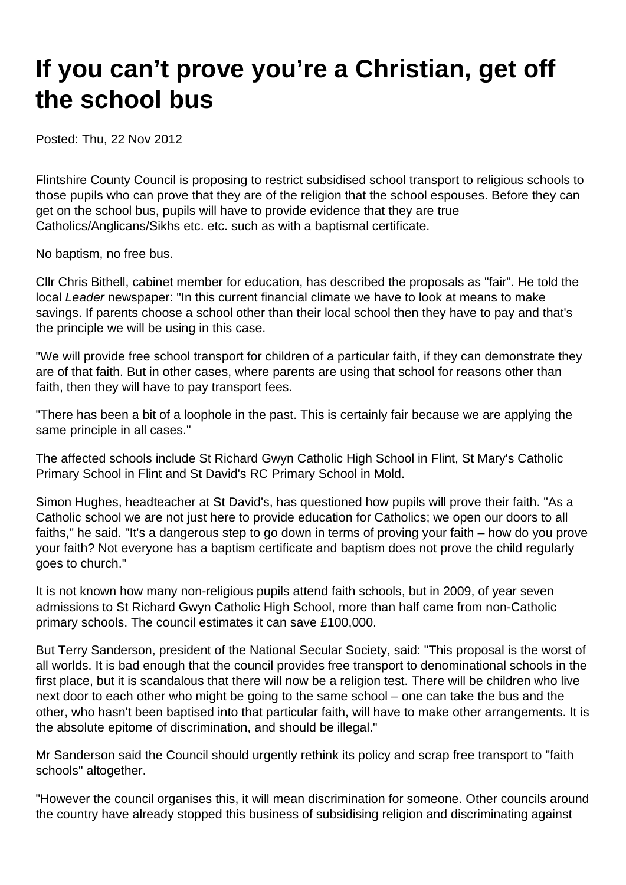# If you can't prove you're a Christian, get off the school bus

Posted: Thu, 22 Nov 2012

Flintshire County Council is proposing to restrict subsidised school transport to religious schools to those pupils who can prove that they are of the religion that the school espouses. Before they can get on the school bus, pupils will have to provide evidence that they are true Catholics/Anglicans/Sikhs etc. etc. such as with a baptismal certificate.

No baptism, no free bus.

Cllr Chris Bithell, cabinet member for education, has described the proposals as "fair". He told the local *Leader* newspaper: "In this current financial climate we have to look at means to make savings. If parents choose a school other than their local school then they have to pay and that's the principle we will be using in this case.

"We will provide free school transport for children of a particular faith, if they can demonstrate they are of that faith. But in other cases, where parents are using that school for reasons other than faith, then they will have to pay transport fees.

"There has been a bit of a loophole in the past. This is certainly fair because we are applying the same principle in all cases."

The affected schools include St Richard Gwyn Catholic High School in Flint, St Mary's Catholic Primary School in Flint and St David's RC Primary School in Mold.

Simon Hughes, headteacher at St David's, has questioned how pupils will prove their faith. "As a Catholic school we are not just here to provide education for Catholics; we open our doors to all faiths," he said. "It's a dangerous step to go down in terms of proving your faith – how do you prove your faith? Not everyone has a baptism certificate and baptism does not prove the child regularly goes to church."

It is not known how many non-religious pupils attend faith schools, but in 2009, of year seven admissions to St Richard Gwyn Catholic High School, more than half came from non-Catholic primary schools. The council estimates it can save £100,000.

But Terry Sanderson, president of the National Secular Society, said: "This proposal is the worst of all worlds. It is bad enough that the council provides free transport to denominational schools in the first place, but it is scandalous that there will now be a religion test. There will be children who live next door to each other who might be going to the same school – one can take the bus and the other, who hasn't been baptised into that particular faith, will have to make other arrangements. It is the absolute epitome of discrimination, and should be illegal."

Mr Sanderson said the Council should urgently rethink its policy and scrap free transport to "faith schools" altogether.

"However the council organises this, it will mean discrimination for someone. Other councils around the country have already stopped this business of subsidising religion and discriminating against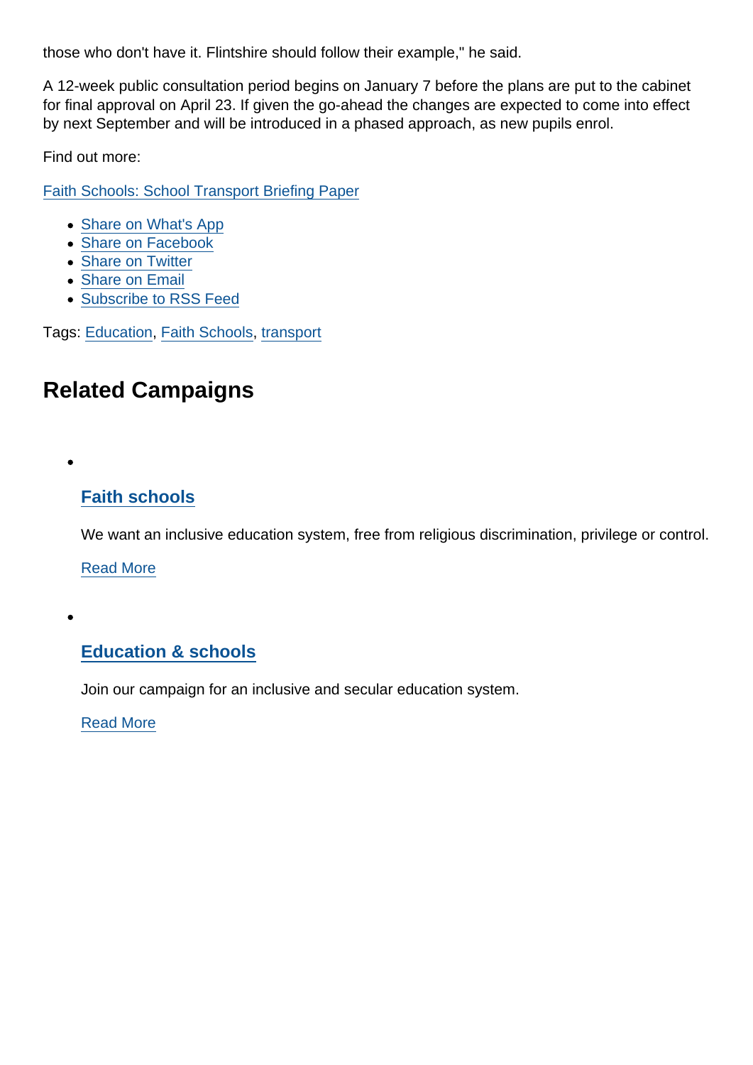those who don't have it. Flintshire should follow their example," he said.

A 12-week public consultation period begins on January 7 before the plans are put to the cabinet for final approval on April 23. If given the go-ahead the changes are expected to come into effect by next September and will be introduced in a phased approach, as new pupils enrol.

Find out more:

Faith Schools: School Transport Briefing Paper

- Share on What's App
- Share on Facebook
- Share on Twitter
- Share on Email
- Subscribe to RSS Feed

Tags: Education, Faith Schools, transport

## Related Campaigns

- ### Faith schools

  We want an inclusive education system, free from religious discrimination, privilege or control.

  Read More

- ### Education & schools

  Join our campaign for an inclusive and secular education system.

  Read More